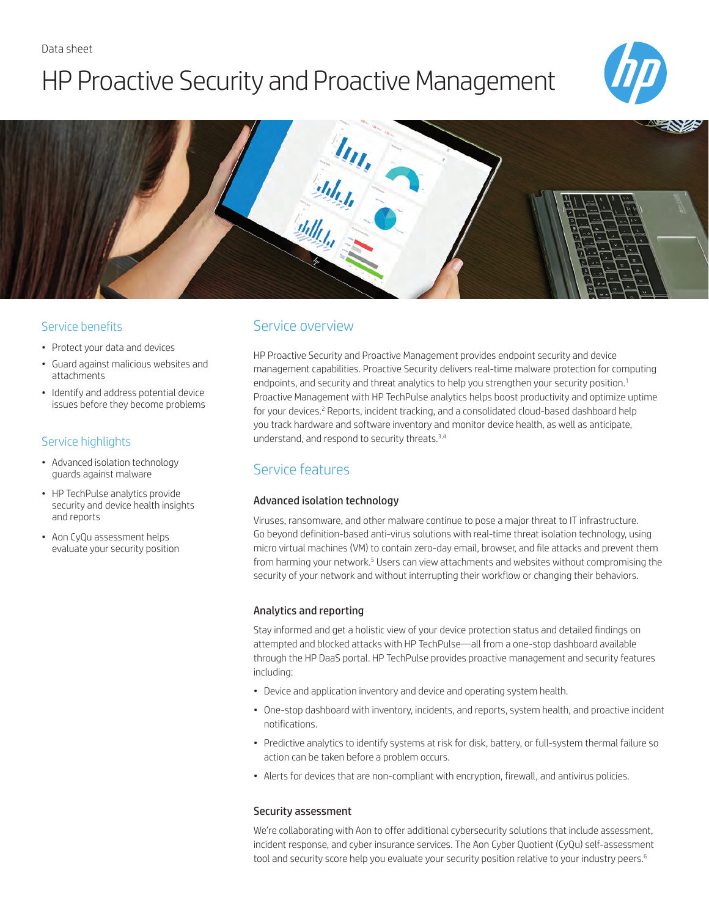Data sheet

# HP Proactive Security and Proactive Management

## Service benefits

- Protect your data and devices
- Guard against malicious websites and attachments
- Identify and address potential device issues before they become problems

## Service highlights

- Advanced isolation technology guards against malware
- HP TechPulse analytics provide security and device health insights and reports
- Aon CyQu assessment helps evaluate your security position

## Service overview

HP Proactive Security and Proactive Management provides endpoint security and device management capabilities. Proactive Security delivers real-time malware protection for computing endpoints, and security and threat analytics to help you strengthen your security position.[1] Proactive Management with HP TechPulse analytics helps boost productivity and optimize uptime for your devices.[2] Reports, incident tracking, and a consolidated cloud-based dashboard help you track hardware and software inventory and monitor device health, as well as anticipate, understand, and respond to security threats.[3,4]

## Service features

### Advanced isolation technology

Viruses, ransomware, and other malware continue to pose a major threat to IT infrastructure. Go beyond definition-based anti-virus solutions with real-time threat isolation technology, using micro virtual machines (VM) to contain zero-day email, browser, and file attacks and prevent them from harming your network.[5] Users can view attachments and websites without compromising the security of your network and without interrupting their workflow or changing their behaviors.

### Analytics and reporting

Stay informed and get a holistic view of your device protection status and detailed findings on attempted and blocked attacks with HP TechPulse—all from a one-stop dashboard available through the HP DaaS portal. HP TechPulse provides proactive management and security features including:

- Device and application inventory and device and operating system health.
- One-stop dashboard with inventory, incidents, and reports, system health, and proactive incident notifications.
- Predictive analytics to identify systems at risk for disk, battery, or full-system thermal failure so action can be taken before a problem occurs.
- Alerts for devices that are non-compliant with encryption, firewall, and antivirus policies.

### Security assessment

We're collaborating with Aon to offer additional cybersecurity solutions that include assessment, incident response, and cyber insurance services. The Aon Cyber Quotient (CyQu) self-assessment tool and security score help you evaluate your security position relative to your industry peers.[6]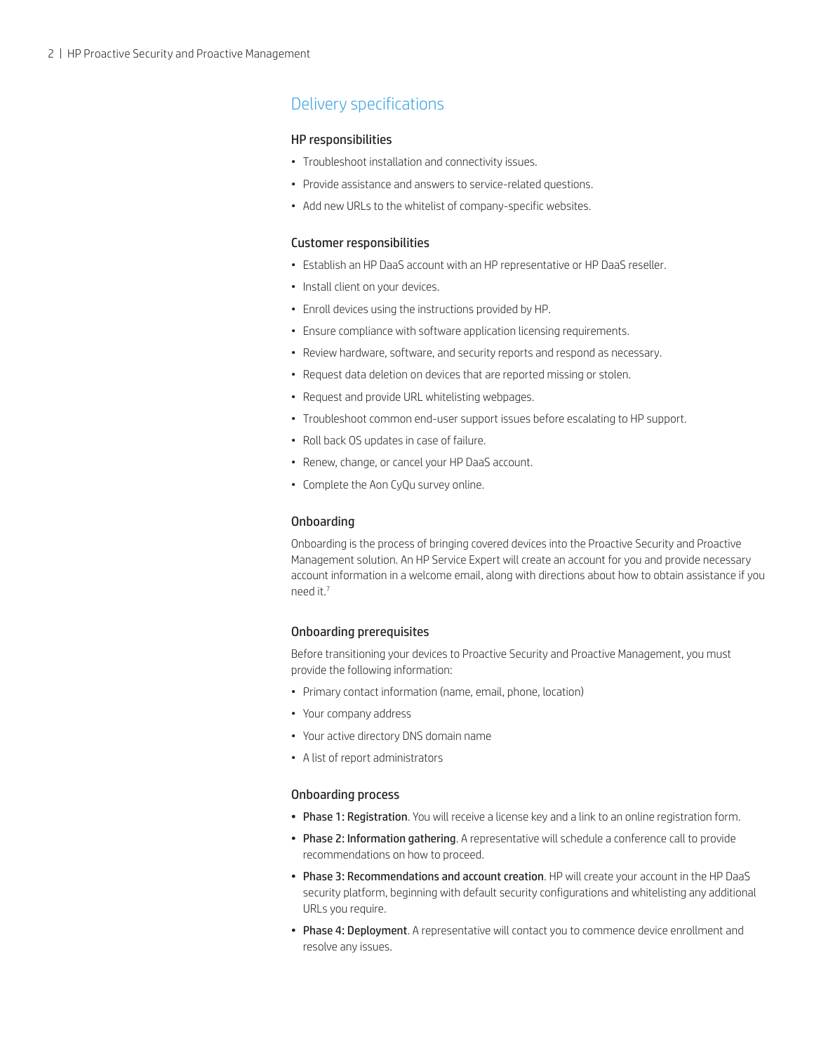## Delivery specifications

### HP responsibilities

- Troubleshoot installation and connectivity issues.
- Provide assistance and answers to service-related questions.
- Add new URLs to the whitelist of company-specific websites.

### Customer responsibilities

- Establish an HP DaaS account with an HP representative or HP DaaS reseller.
- Install client on your devices.
- Enroll devices using the instructions provided by HP.
- Ensure compliance with software application licensing requirements.
- Review hardware, software, and security reports and respond as necessary.
- Request data deletion on devices that are reported missing or stolen.
- Request and provide URL whitelisting webpages.
- Troubleshoot common end-user support issues before escalating to HP support.
- Roll back OS updates in case of failure.
- Renew, change, or cancel your HP DaaS account.
- Complete the Aon CyQu survey online.

### Onboarding

Onboarding is the process of bringing covered devices into the Proactive Security and Proactive Management solution. An HP Service Expert will create an account for you and provide necessary account information in a welcome email, along with directions about how to obtain assistance if you need it.[7]

### Onboarding prerequisites

Before transitioning your devices to Proactive Security and Proactive Management, you must provide the following information:

- Primary contact information (name, email, phone, location)
- Your company address
- Your active directory DNS domain name
- A list of report administrators

### Onboarding process

- **Phase 1: Registration**. You will receive a license key and a link to an online registration form.
- **Phase 2: Information gathering**. A representative will schedule a conference call to provide recommendations on how to proceed.
- **Phase 3: Recommendations and account creation**. HP will create your account in the HP DaaS security platform, beginning with default security configurations and whitelisting any additional URLs you require.
- **Phase 4: Deployment**. A representative will contact you to commence device enrollment and resolve any issues.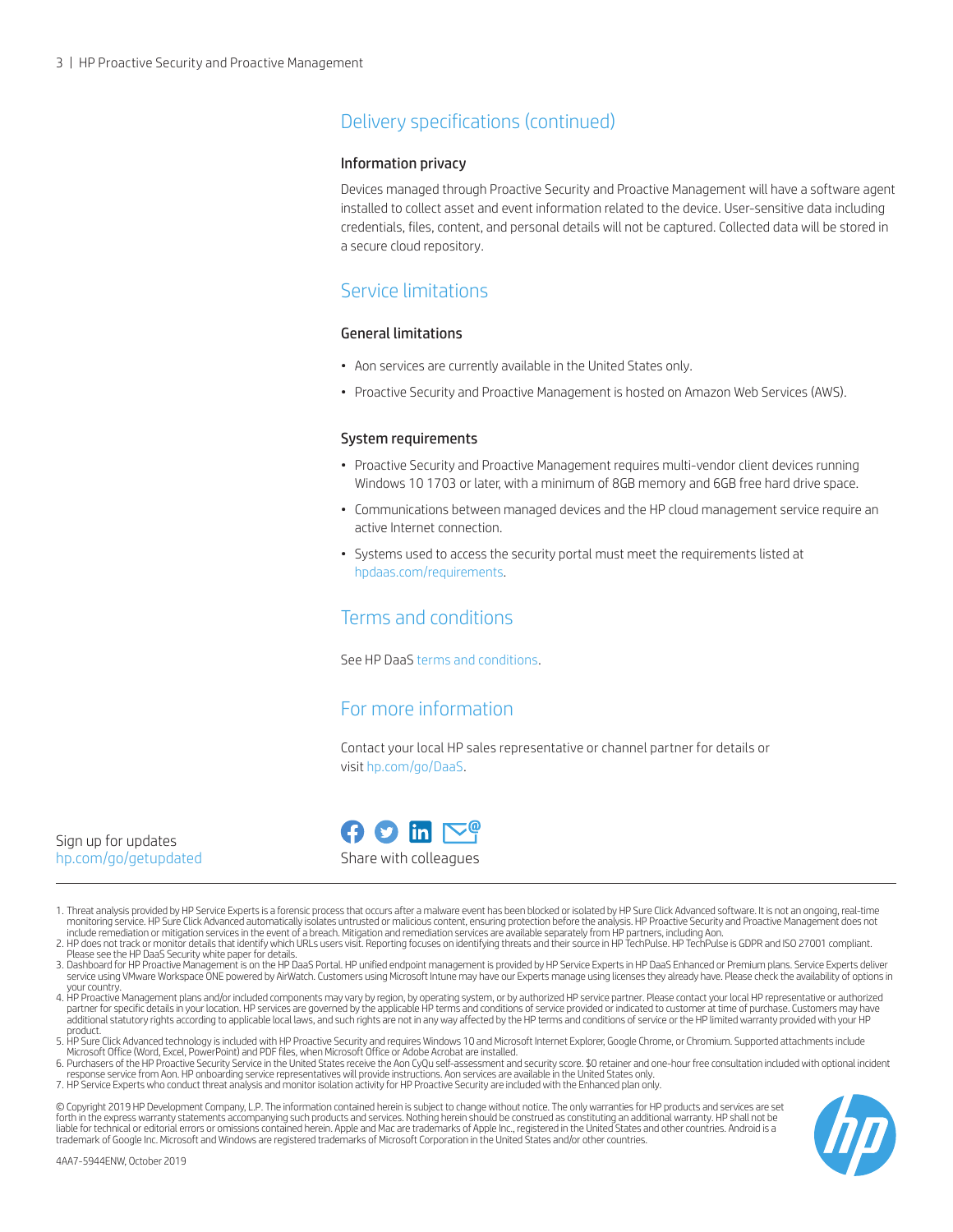## Delivery specifications (continued)

### Information privacy

Devices managed through Proactive Security and Proactive Management will have a software agent installed to collect asset and event information related to the device. User-sensitive data including credentials, files, content, and personal details will not be captured. Collected data will be stored in a secure cloud repository.

## Service limitations

### General limitations

- Aon services are currently available in the United States only.
- Proactive Security and Proactive Management is hosted on Amazon Web Services (AWS).

### System requirements

- Proactive Security and Proactive Management requires multi-vendor client devices running Windows 10 1703 or later, with a minimum of 8GB memory and 6GB free hard drive space.
- Communications between managed devices and the HP cloud management service require an active Internet connection.
- Systems used to access the security portal must meet the requirements listed at hpdaas.com/requirements.

## Terms and conditions

See HP DaaS terms and conditions.

## For more information

Contact your local HP sales representative or channel partner for details or visit hp.com/go/DaaS.

Sign up for updates
hp.com/go/getupdated

Share with colleagues

1. Threat analysis provided by HP Service Experts is a forensic process that occurs after a malware event has been blocked or isolated by HP Sure Click Advanced software. It is not an ongoing, real-time monitoring service. HP Sure Click Advanced automatically isolates untrusted or malicious content, ensuring protection before the analysis. HP Proactive Security and Proactive Management does not include remediation or mitigation services in the event of a breach. Mitigation and remediation services are available separately from HP partners, including Aon.
2. HP does not track or monitor details that identify which URLs users visit. Reporting focuses on identifying threats and their source in HP TechPulse. HP TechPulse is GDPR and ISO 27001 compliant. Please see the HP DaaS Security white paper for details.
3. Dashboard for HP Proactive Management is on the HP DaaS Portal. HP unified endpoint management is provided by HP Service Experts in HP DaaS Enhanced or Premium plans. Service Experts deliver service using VMware Workspace ONE powered by AirWatch. Customers using Microsoft Intune may have our Experts manage using licenses they already have. Please check the availability of options in your country.
4. HP Proactive Management plans and/or included components may vary by region, by operating system, or by authorized HP service partner. Please contact your local HP representative or authorized partner for specific details in your location. HP services are governed by the applicable HP terms and conditions of service provided or indicated to customer at time of purchase. Customers may have additional statutory rights according to applicable local laws, and such rights are not in any way affected by the HP terms and conditions of service or the HP limited warranty provided with your HP product.
5. HP Sure Click Advanced technology is included with HP Proactive Security and requires Windows 10 and Microsoft Internet Explorer, Google Chrome, or Chromium. Supported attachments include Microsoft Office (Word, Excel, PowerPoint) and PDF files, when Microsoft Office or Adobe Acrobat are installed.
6. Purchasers of the HP Proactive Security Service in the United States receive the Aon CyQu self-assessment and security score. $0 retainer and one-hour free consultation included with optional incident response service from Aon. HP onboarding service representatives will provide instructions. Aon services are available in the United States only.
7. HP Service Experts who conduct threat analysis and monitor isolation activity for HP Proactive Security are included with the Enhanced plan only.

© Copyright 2019 HP Development Company, L.P. The information contained herein is subject to change without notice. The only warranties for HP products and services are set forth in the express warranty statements accompanying such products and services. Nothing herein should be construed as constituting an additional warranty. HP shall not be liable for technical or editorial errors or omissions contained herein. Apple and Mac are trademarks of Apple Inc., registered in the United States and other countries. Android is a trademark of Google Inc. Microsoft and Windows are registered trademarks of Microsoft Corporation in the United States and/or other countries.

4AA7-5944ENW, October 2019